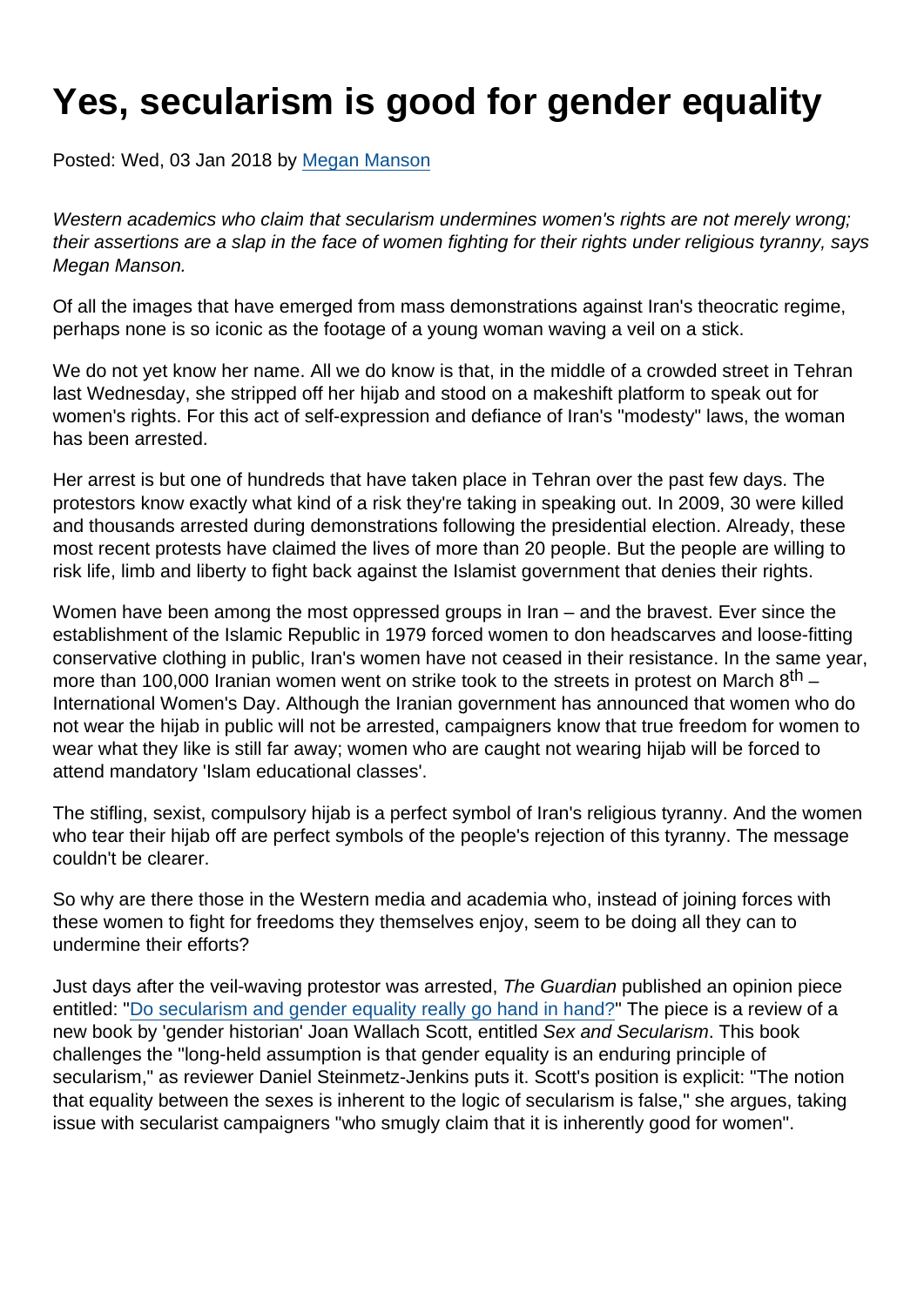# Yes, secularism is good for gender equality

Posted: Wed, 03 Jan 2018 by [Megan Manson]

*Western academics who claim that secularism undermines women's rights are not merely wrong; their assertions are a slap in the face of women fighting for their rights under religious tyranny, says Megan Manson.*

Of all the images that have emerged from mass demonstrations against Iran's theocratic regime, perhaps none is so iconic as the footage of a young woman waving a veil on a stick.

We do not yet know her name. All we do know is that, in the middle of a crowded street in Tehran last Wednesday, she stripped off her hijab and stood on a makeshift platform to speak out for women's rights. For this act of self-expression and defiance of Iran's "modesty" laws, the woman has been arrested.

Her arrest is but one of hundreds that have taken place in Tehran over the past few days. The protestors know exactly what kind of a risk they're taking in speaking out. In 2009, 30 were killed and thousands arrested during demonstrations following the presidential election. Already, these most recent protests have claimed the lives of more than 20 people. But the people are willing to risk life, limb and liberty to fight back against the Islamist government that denies their rights.

Women have been among the most oppressed groups in Iran – and the bravest. Ever since the establishment of the Islamic Republic in 1979 forced women to don headscarves and loose-fitting conservative clothing in public, Iran's women have not ceased in their resistance. In the same year, more than 100,000 Iranian women went on strike took to the streets in protest on March 8th – International Women's Day. Although the Iranian government has announced that women who do not wear the hijab in public will not be arrested, campaigners know that true freedom for women to wear what they like is still far away; women who are caught not wearing hijab will be forced to attend mandatory 'Islam educational classes'.

The stifling, sexist, compulsory hijab is a perfect symbol of Iran's religious tyranny. And the women who tear their hijab off are perfect symbols of the people's rejection of this tyranny. The message couldn't be clearer.

So why are there those in the Western media and academia who, instead of joining forces with these women to fight for freedoms they themselves enjoy, seem to be doing all they can to undermine their efforts?

Just days after the veil-waving protestor was arrested, *The Guardian* published an opinion piece entitled: "[Do secularism and gender equality really go hand in hand?]" The piece is a review of a new book by 'gender historian' Joan Wallach Scott, entitled *Sex and Secularism*. This book challenges the "long-held assumption is that gender equality is an enduring principle of secularism," as reviewer Daniel Steinmetz-Jenkins puts it. Scott's position is explicit: "The notion that equality between the sexes is inherent to the logic of secularism is false," she argues, taking issue with secularist campaigners "who smugly claim that it is inherently good for women".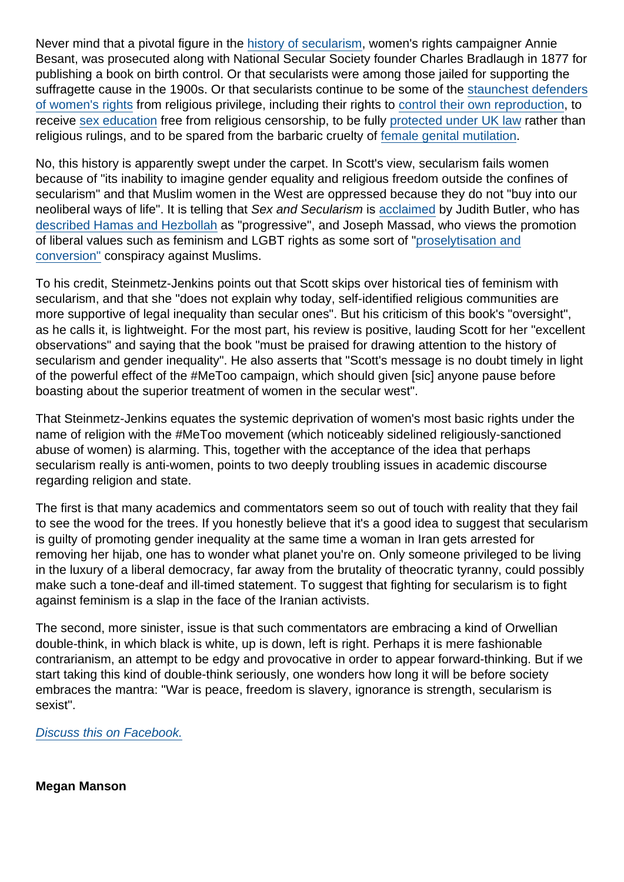Never mind that a pivotal figure in the history of secularism, women's rights campaigner Annie Besant, was prosecuted along with National Secular Society founder Charles Bradlaugh in 1877 for publishing a book on birth control. Or that secularists were among those jailed for supporting the suffragette cause in the 1900s. Or that secularists continue to be some of the staunchest defenders of women's rights from religious privilege, including their rights to control their own reproduction, to receive sex education free from religious censorship, to be fully protected under UK law rather than religious rulings, and to be spared from the barbaric cruelty of female genital mutilation.

No, this history is apparently swept under the carpet. In Scott's view, secularism fails women because of "its inability to imagine gender equality and religious freedom outside the confines of secularism" and that Muslim women in the West are oppressed because they do not "buy into our neoliberal ways of life". It is telling that *Sex and Secularism* is acclaimed by Judith Butler, who has described Hamas and Hezbollah as "progressive", and Joseph Massad, who views the promotion of liberal values such as feminism and LGBT rights as some sort of "proselytisation and conversion" conspiracy against Muslims.

To his credit, Steinmetz-Jenkins points out that Scott skips over historical ties of feminism with secularism, and that she "does not explain why today, self-identified religious communities are more supportive of legal inequality than secular ones". But his criticism of this book's "oversight", as he calls it, is lightweight. For the most part, his review is positive, lauding Scott for her "excellent observations" and saying that the book "must be praised for drawing attention to the history of secularism and gender inequality". He also asserts that "Scott's message is no doubt timely in light of the powerful effect of the #MeToo campaign, which should given [sic] anyone pause before boasting about the superior treatment of women in the secular west".

That Steinmetz-Jenkins equates the systemic deprivation of women's most basic rights under the name of religion with the #MeToo movement (which noticeably sidelined religiously-sanctioned abuse of women) is alarming. This, together with the acceptance of the idea that perhaps secularism really is anti-women, points to two deeply troubling issues in academic discourse regarding religion and state.

The first is that many academics and commentators seem so out of touch with reality that they fail to see the wood for the trees. If you honestly believe that it's a good idea to suggest that secularism is guilty of promoting gender inequality at the same time a woman in Iran gets arrested for removing her hijab, one has to wonder what planet you're on. Only someone privileged to be living in the luxury of a liberal democracy, far away from the brutality of theocratic tyranny, could possibly make such a tone-deaf and ill-timed statement. To suggest that fighting for secularism is to fight against feminism is a slap in the face of the Iranian activists.

The second, more sinister, issue is that such commentators are embracing a kind of Orwellian double-think, in which black is white, up is down, left is right. Perhaps it is mere fashionable contrarianism, an attempt to be edgy and provocative in order to appear forward-thinking. But if we start taking this kind of double-think seriously, one wonders how long it will be before society embraces the mantra: "War is peace, freedom is slavery, ignorance is strength, secularism is sexist".

*Discuss this on Facebook.*

**Megan Manson**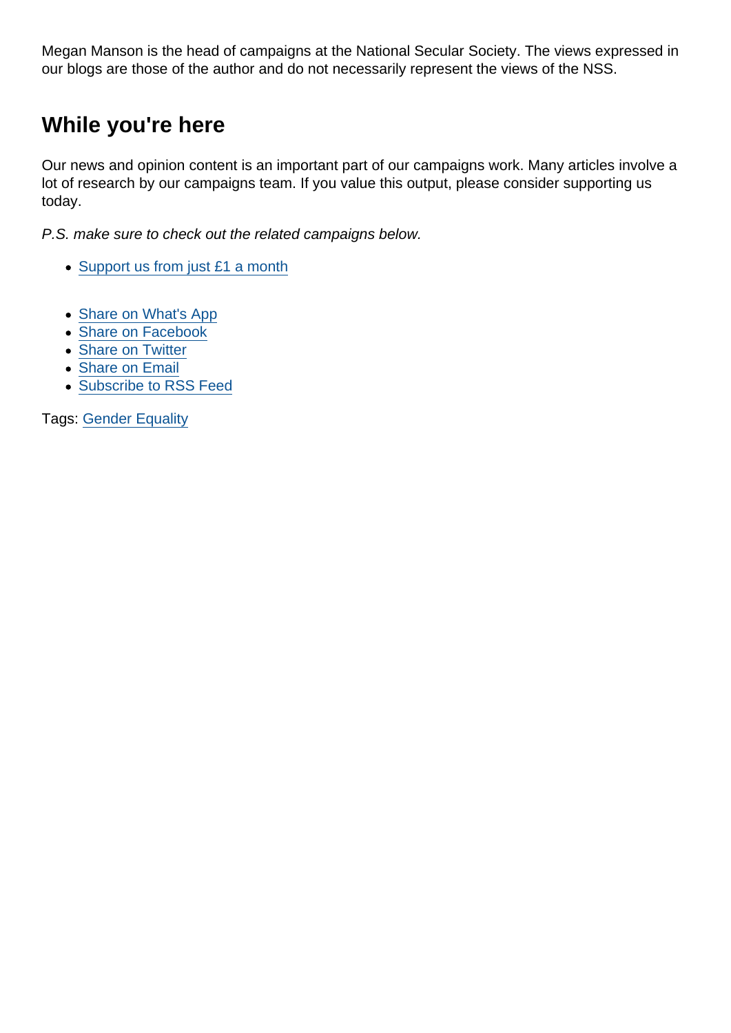Megan Manson is the head of campaigns at the National Secular Society. The views expressed in our blogs are those of the author and do not necessarily represent the views of the NSS.

## While you're here

Our news and opinion content is an important part of our campaigns work. Many articles involve a lot of research by our campaigns team. If you value this output, please consider supporting us today.

*P.S. make sure to check out the related campaigns below.*

- Support us from just £1 a month

- Share on What's App
- Share on Facebook
- Share on Twitter
- Share on Email
- Subscribe to RSS Feed

Tags: Gender Equality